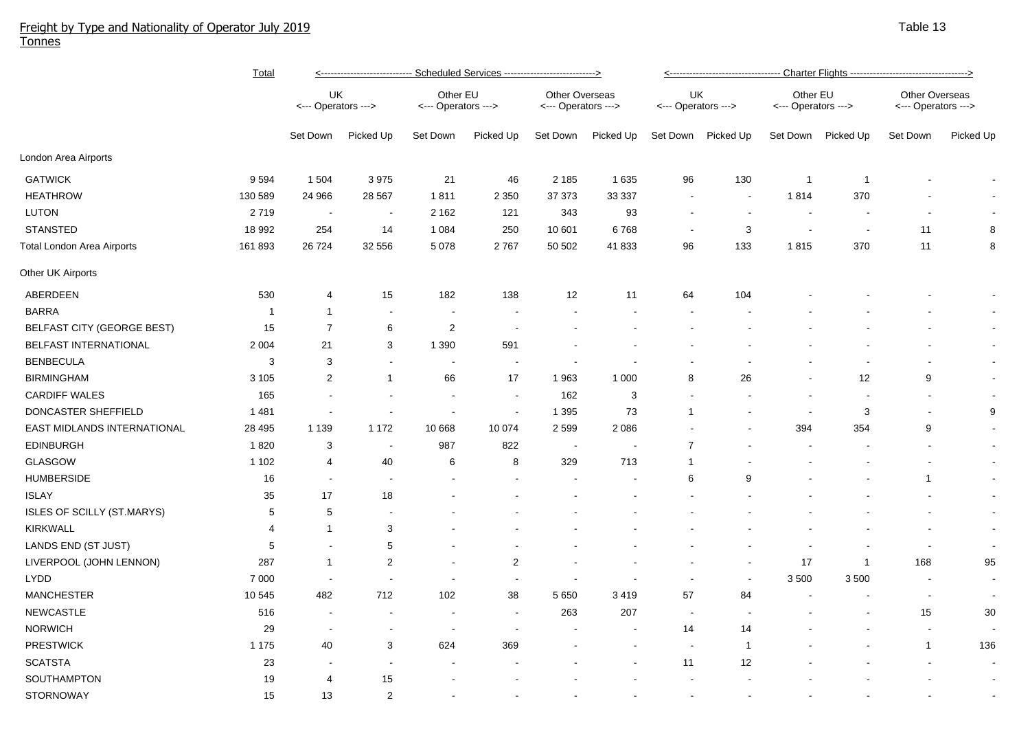Freight by Type and Nationality of Operator July 2019
Tonnes

Table 13

| | Total | Scheduled Services | | | | | | Charter Flights | | | | | |
|---|---|---|---|---|---|---|---|---|---|---|---|---|---|
| | | UK <--- Operators ---> | | Other EU <--- Operators ---> | | Other Overseas <--- Operators ---> | | UK <--- Operators ---> | | Other EU <--- Operators ---> | | Other Overseas <--- Operators ---> | |
| | | Set Down | Picked Up | Set Down | Picked Up | Set Down | Picked Up | Set Down | Picked Up | Set Down | Picked Up | Set Down | Picked Up |
| London Area Airports | | | | | | | | | | | | | |
| GATWICK | 9 594 | 1 504 | 3 975 | 21 | 46 | 2 185 | 1 635 | 96 | 130 | 1 | 1 | - | - |
| HEATHROW | 130 589 | 24 966 | 28 567 | 1 811 | 2 350 | 37 373 | 33 337 | - | - | 1 814 | 370 | - | - |
| LUTON | 2 719 | - | - | 2 162 | 121 | 343 | 93 | - | - | - | - | - | - |
| STANSTED | 18 992 | 254 | 14 | 1 084 | 250 | 10 601 | 6 768 | - | 3 | - | - | 11 | 8 |
| Total London Area Airports | 161 893 | 26 724 | 32 556 | 5 078 | 2 767 | 50 502 | 41 833 | 96 | 133 | 1 815 | 370 | 11 | 8 |
| Other UK Airports | | | | | | | | | | | | | |
| ABERDEEN | 530 | 4 | 15 | 182 | 138 | 12 | 11 | 64 | 104 | - | - | - | - |
| BARRA | 1 | 1 | - | - | - | - | - | - | - | - | - | - | - |
| BELFAST CITY (GEORGE BEST) | 15 | 7 | 6 | 2 | - | - | - | - | - | - | - | - | - |
| BELFAST INTERNATIONAL | 2 004 | 21 | 3 | 1 390 | 591 | - | - | - | - | - | - | - | - |
| BENBECULA | 3 | 3 | - | - | - | - | - | - | - | - | - | - | - |
| BIRMINGHAM | 3 105 | 2 | 1 | 66 | 17 | 1 963 | 1 000 | 8 | 26 | - | 12 | 9 | - |
| CARDIFF WALES | 165 | - | - | - | - | 162 | 3 | - | - | - | - | - | - |
| DONCASTER SHEFFIELD | 1 481 | - | - | - | - | 1 395 | 73 | 1 | - | - | 3 | - | 9 |
| EAST MIDLANDS INTERNATIONAL | 28 495 | 1 139 | 1 172 | 10 668 | 10 074 | 2 599 | 2 086 | - | - | 394 | 354 | 9 | - |
| EDINBURGH | 1 820 | 3 | - | 987 | 822 | - | - | 7 | - | - | - | - | - |
| GLASGOW | 1 102 | 4 | 40 | 6 | 8 | 329 | 713 | 1 | - | - | - | - | - |
| HUMBERSIDE | 16 | - | - | - | - | - | - | 6 | 9 | - | - | 1 | - |
| ISLAY | 35 | 17 | 18 | - | - | - | - | - | - | - | - | - | - |
| ISLES OF SCILLY (ST.MARYS) | 5 | 5 | - | - | - | - | - | - | - | - | - | - | - |
| KIRKWALL | 4 | 1 | 3 | - | - | - | - | - | - | - | - | - | - |
| LANDS END (ST JUST) | 5 | - | 5 | - | - | - | - | - | - | - | - | - | - |
| LIVERPOOL (JOHN LENNON) | 287 | 1 | 2 | - | 2 | - | - | - | - | 17 | 1 | 168 | 95 |
| LYDD | 7 000 | - | - | - | - | - | - | - | - | 3 500 | 3 500 | - | - |
| MANCHESTER | 10 545 | 482 | 712 | 102 | 38 | 5 650 | 3 419 | 57 | 84 | - | - | - | - |
| NEWCASTLE | 516 | - | - | - | - | 263 | 207 | - | - | - | - | 15 | 30 |
| NORWICH | 29 | - | - | - | - | - | - | 14 | 14 | - | - | - | - |
| PRESTWICK | 1 175 | 40 | 3 | 624 | 369 | - | - | - | 1 | - | - | 1 | 136 |
| SCATSTA | 23 | - | - | - | - | - | - | 11 | 12 | - | - | - | - |
| SOUTHAMPTON | 19 | 4 | 15 | - | - | - | - | - | - | - | - | - | - |
| STORNOWAY | 15 | 13 | 2 | - | - | - | - | - | - | - | - | - | - |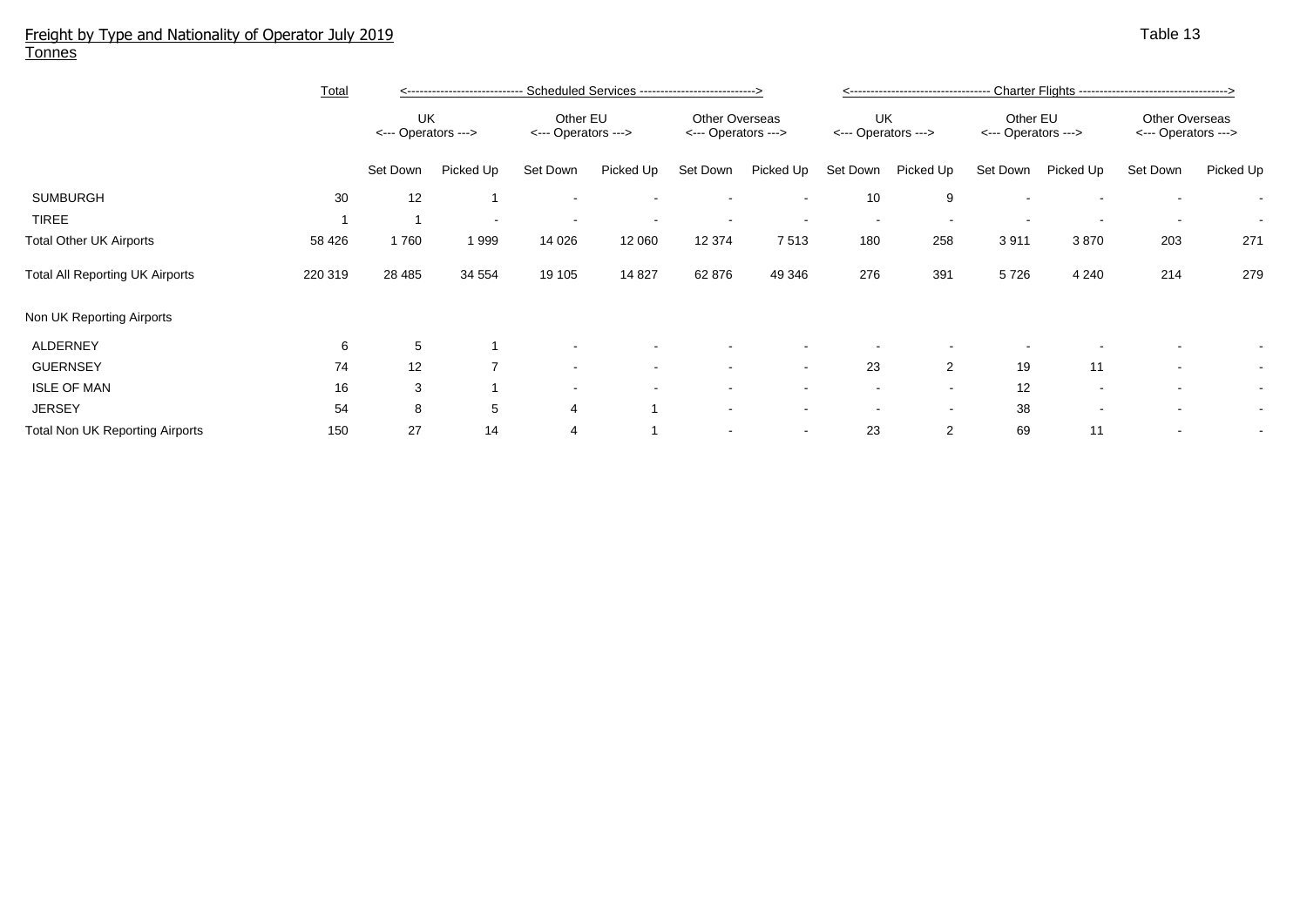Freight by Type and Nationality of Operator July 2019
Tonnes

Table 13

| | Total | Scheduled Services | | | | | | Charter Flights | | | | | |
|---|---|---|---|---|---|---|---|---|---|---|---|---|---|
| | | UK <--- Operators ---> | | Other EU <--- Operators ---> | | Other Overseas <--- Operators ---> | | UK <--- Operators ---> | | Other EU <--- Operators ---> | | Other Overseas <--- Operators ---> | |
| | | Set Down | Picked Up | Set Down | Picked Up | Set Down | Picked Up | Set Down | Picked Up | Set Down | Picked Up | Set Down | Picked Up |
| SUMBURGH | 30 | 12 | 1 | - | - | - | - | 10 | 9 | - | - | - | - |
| TIREE | 1 | 1 | - | - | - | - | - | - | - | - | - | - | - |
| Total Other UK Airports | 58 426 | 1 760 | 1 999 | 14 026 | 12 060 | 12 374 | 7 513 | 180 | 258 | 3 911 | 3 870 | 203 | 271 |
| Total All Reporting UK Airports | 220 319 | 28 485 | 34 554 | 19 105 | 14 827 | 62 876 | 49 346 | 276 | 391 | 5 726 | 4 240 | 214 | 279 |
| Non UK Reporting Airports | | | | | | | | | | | | | |
| ALDERNEY | 6 | 5 | 1 | - | - | - | - | - | - | - | - | - | - |
| GUERNSEY | 74 | 12 | 7 | - | - | - | - | 23 | 2 | 19 | 11 | - | - |
| ISLE OF MAN | 16 | 3 | 1 | - | - | - | - | - | - | 12 | - | - | - |
| JERSEY | 54 | 8 | 5 | 4 | 1 | - | - | - | - | 38 | - | - | - |
| Total Non UK Reporting Airports | 150 | 27 | 14 | 4 | 1 | - | - | 23 | 2 | 69 | 11 | - | - |